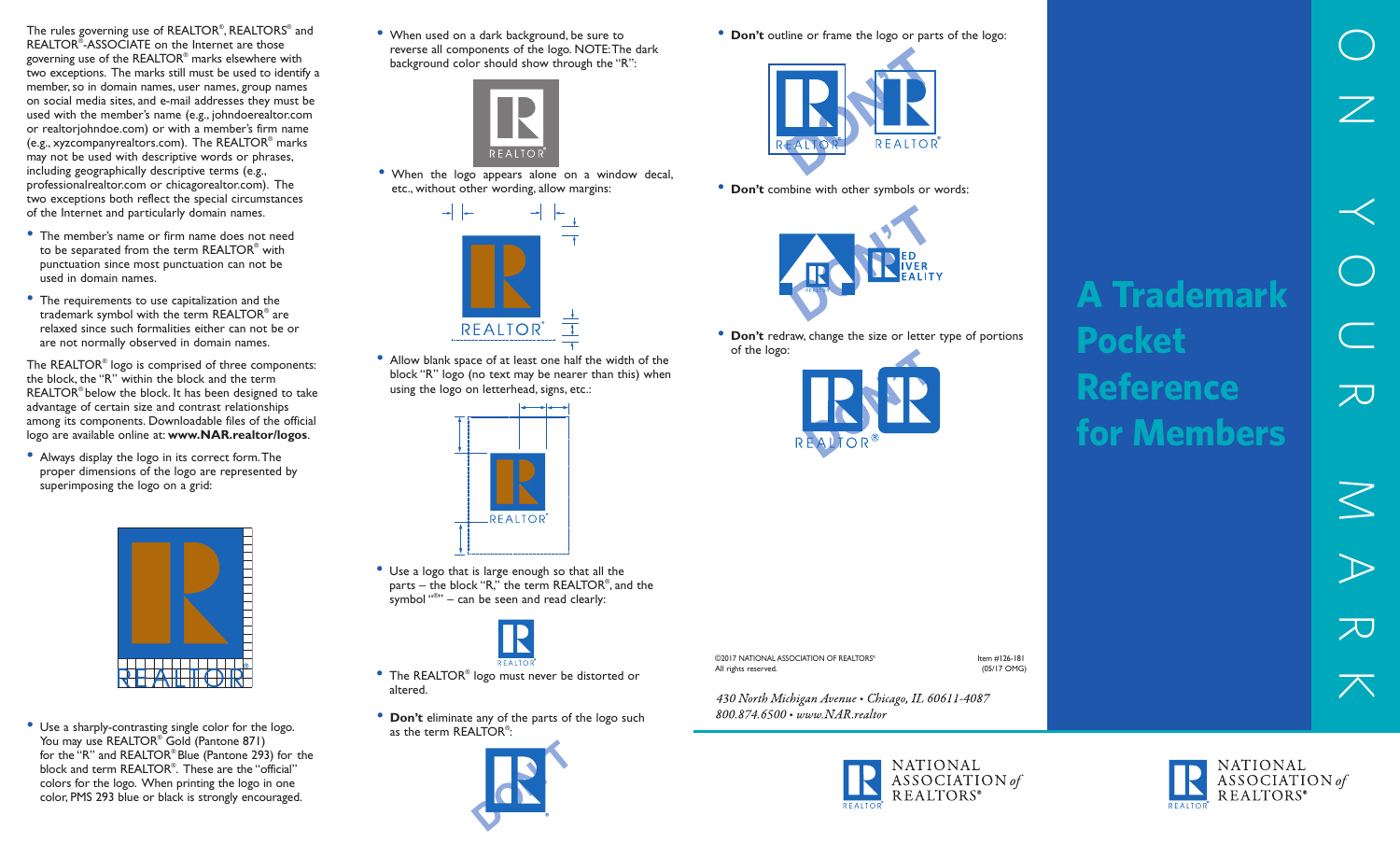The rules governing use of REALTOR®, REALTORS® and REALTOR®-ASSOCIATE on the Internet are those governing use of the REALTOR® marks elsewhere with two exceptions. The marks still must be used to identify a member, so in domain names, user names, group names on social media sites, and e-mail addresses they must be used with the member's name (e.g., johndoerealtor.com or realtorjohndoe.com) or with a member's firm name (e.g., xyzcompanyrealtors.com). The REALTOR® marks may not be used with descriptive words or phrases, including geographically descriptive terms (e.g., professionalrealtor.com or chicagorealtor.com). The two exceptions both reflect the special circumstances of the Internet and particularly domain names.

- The member's name or firm name does not need to be separated from the term REALTOR® with punctuation since most punctuation can not be used in domain names.
- The requirements to use capitalization and the trademark symbol with the term REALTOR® are relaxed since such formalities either can not be or are not normally observed in domain names.

The REALTOR® logo is comprised of three components: the block, the "R" within the block and the term REALTOR® below the block. It has been designed to take advantage of certain size and contrast relationships among its components. Downloadable files of the official logo are available online at: **www.NAR.realtor/logos**.

- Always display the logo in its correct form. The proper dimensions of the logo are represented by superimposing the logo on a grid:
- Use a sharply-contrasting single color for the logo. You may use REALTOR® Gold (Pantone 871) for the "R" and REALTOR® Blue (Pantone 293) for the block and term REALTOR®. These are the "official" colors for the logo. When printing the logo in one color, PMS 293 blue or black is strongly encouraged.
- When used on a dark background, be sure to reverse all components of the logo. NOTE: The dark background color should show through the "R":
- When the logo appears alone on a window decal, etc., without other wording, allow margins:
- Allow blank space of at least one half the width of the block "R" logo (no text may be nearer than this) when using the logo on letterhead, signs, etc.:
- Use a logo that is large enough so that all the parts – the block "R," the term REALTOR®, and the symbol "®" – can be seen and read clearly:
- The REALTOR® logo must never be distorted or altered.
- **Don't** eliminate any of the parts of the logo such as the term REALTOR®:
- **Don't** outline or frame the logo or parts of the logo:
- **Don't** combine with other symbols or words:
- **Don't** redraw, change the size or letter type of portions of the logo:

©2017 NATIONAL ASSOCIATION OF REALTORS®
All rights reserved.

Item #126-181
(05/17 OMG)

*430 North Michigan Avenue • Chicago, IL 60611-4087*
*800.874.6500 • www.NAR.realtor*

NATIONAL ASSOCIATION *of* REALTORS®

# A Trademark Pocket Reference for Members

ON YOUR MARK

NATIONAL ASSOCIATION *of* REALTORS®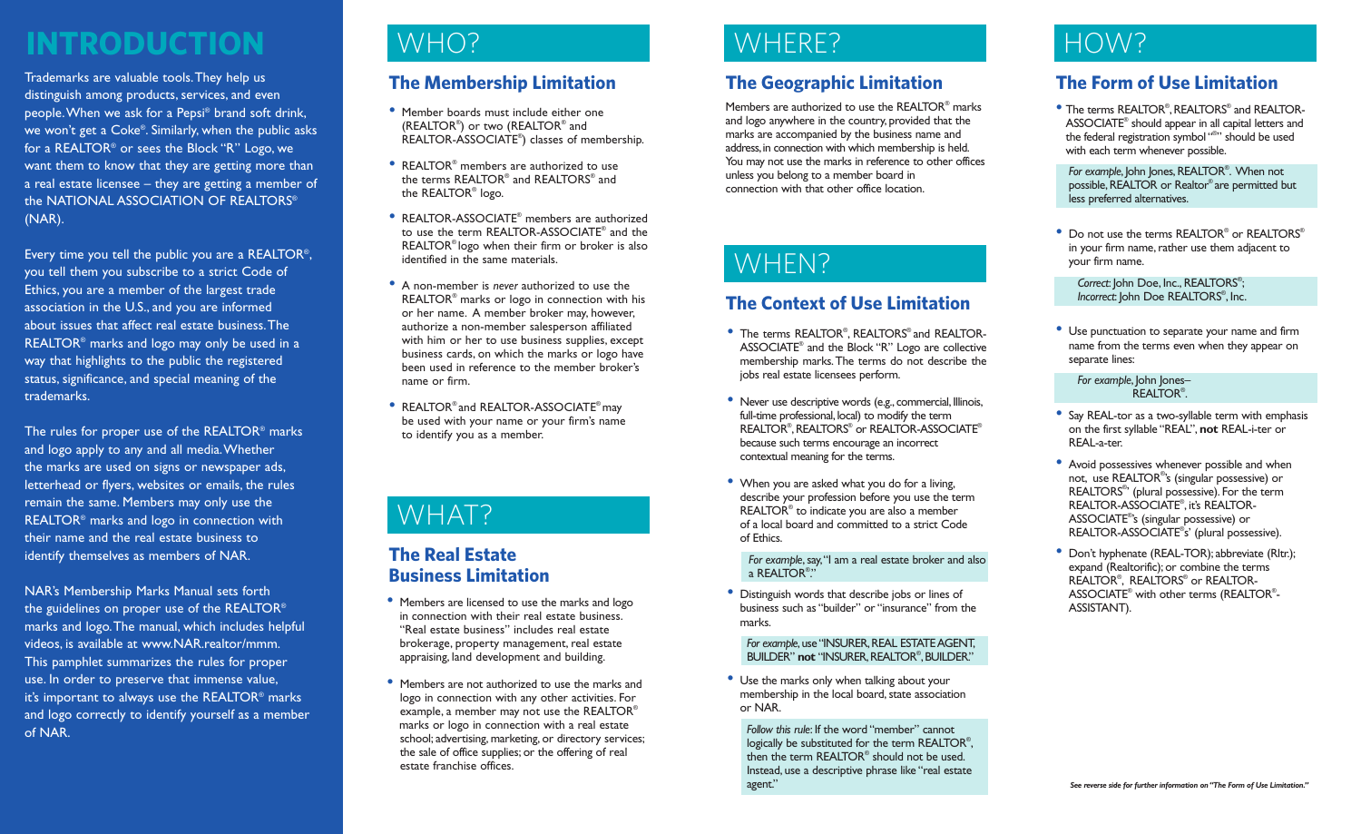# INTRODUCTION

Trademarks are valuable tools. They help us distinguish among products, services, and even people. When we ask for a Pepsi® brand soft drink, we won't get a Coke®. Similarly, when the public asks for a REALTOR® or sees the Block "R" Logo, we want them to know that they are getting more than a real estate licensee – they are getting a member of the NATIONAL ASSOCIATION OF REALTORS® (NAR).

Every time you tell the public you are a REALTOR®, you tell them you subscribe to a strict Code of Ethics, you are a member of the largest trade association in the U.S., and you are informed about issues that affect real estate business. The REALTOR® marks and logo may only be used in a way that highlights to the public the registered status, significance, and special meaning of the trademarks.

The rules for proper use of the REALTOR® marks and logo apply to any and all media. Whether the marks are used on signs or newspaper ads, letterhead or flyers, websites or emails, the rules remain the same. Members may only use the REALTOR® marks and logo in connection with their name and the real estate business to identify themselves as members of NAR.

NAR's Membership Marks Manual sets forth the guidelines on proper use of the REALTOR® marks and logo. The manual, which includes helpful videos, is available at www.NAR.realtor/mmm. This pamphlet summarizes the rules for proper use. In order to preserve that immense value, it's important to always use the REALTOR® marks and logo correctly to identify yourself as a member of NAR.

# WHO?

## The Membership Limitation

- Member boards must include either one (REALTOR®) or two (REALTOR® and REALTOR-ASSOCIATE®) classes of membership.
- REALTOR® members are authorized to use the terms REALTOR® and REALTORS® and the REALTOR® logo.
- REALTOR-ASSOCIATE® members are authorized to use the term REALTOR-ASSOCIATE® and the REALTOR® logo when their firm or broker is also identified in the same materials.
- A non-member is *never* authorized to use the REALTOR® marks or logo in connection with his or her name. A member broker may, however, authorize a non-member salesperson affiliated with him or her to use business supplies, except business cards, on which the marks or logo have been used in reference to the member broker's name or firm.
- REALTOR® and REALTOR-ASSOCIATE® may be used with your name or your firm's name to identify you as a member.

# WHAT?

## The Real Estate Business Limitation

- Members are licensed to use the marks and logo in connection with their real estate business. "Real estate business" includes real estate brokerage, property management, real estate appraising, land development and building.
- Members are not authorized to use the marks and logo in connection with any other activities. For example, a member may not use the REALTOR® marks or logo in connection with a real estate school; advertising, marketing, or directory services; the sale of office supplies; or the offering of real estate franchise offices.

# WHERE?

## The Geographic Limitation

Members are authorized to use the REALTOR® marks and logo anywhere in the country, provided that the marks are accompanied by the business name and address, in connection with which membership is held. You may not use the marks in reference to other offices unless you belong to a member board in connection with that other office location.

# WHEN?

## The Context of Use Limitation

- The terms REALTOR®, REALTORS® and REALTOR-ASSOCIATE® and the Block "R" Logo are collective membership marks. The terms do not describe the jobs real estate licensees perform.
- Never use descriptive words (e.g., commercial, Illinois, full-time professional, local) to modify the term REALTOR®, REALTORS® or REALTOR-ASSOCIATE® because such terms encourage an incorrect contextual meaning for the terms.
- When you are asked what you do for a living, describe your profession before you use the term REALTOR® to indicate you are also a member of a local board and committed to a strict Code of Ethics.

  *For example*, say, "I am a real estate broker and also a REALTOR®."

- Distinguish words that describe jobs or lines of business such as "builder" or "insurance" from the marks.

  *For example*, use "INSURER, REAL ESTATE AGENT, BUILDER" **not** "INSURER, REALTOR®, BUILDER."

- Use the marks only when talking about your membership in the local board, state association or NAR.

  *Follow this rule*: If the word "member" cannot logically be substituted for the term REALTOR®, then the term REALTOR® should not be used. Instead, use a descriptive phrase like "real estate agent."

# HOW?

## The Form of Use Limitation

- The terms REALTOR®, REALTORS® and REALTOR-ASSOCIATE® should appear in all capital letters and the federal registration symbol "®" should be used with each term whenever possible.

  *For example*, John Jones, REALTOR®. When not possible, REALTOR or Realtor® are permitted but less preferred alternatives.

- Do not use the terms REALTOR® or REALTORS® in your firm name, rather use them adjacent to your firm name.

  *Correct:* John Doe, Inc., REALTORS®;
  *Incorrect:* John Doe REALTORS®, Inc.

- Use punctuation to separate your name and firm name from the terms even when they appear on separate lines:

  *For example*, John Jones–
  REALTOR®.

- Say REAL-tor as a two-syllable term with emphasis on the first syllable "REAL", **not** REAL-i-ter or REAL-a-ter.
- Avoid possessives whenever possible and when not, use REALTOR®'s (singular possessive) or REALTORS®' (plural possessive). For the term REALTOR-ASSOCIATE®, it's REALTOR-ASSOCIATE®'s (singular possessive) or REALTOR-ASSOCIATE®s' (plural possessive).
- Don't hyphenate (REAL-TOR); abbreviate (Rltr.); expand (Realtorific); or combine the terms REALTOR®, REALTORS® or REALTOR-ASSOCIATE® with other terms (REALTOR®-ASSISTANT).

*See reverse side for further information on "The Form of Use Limitation."*